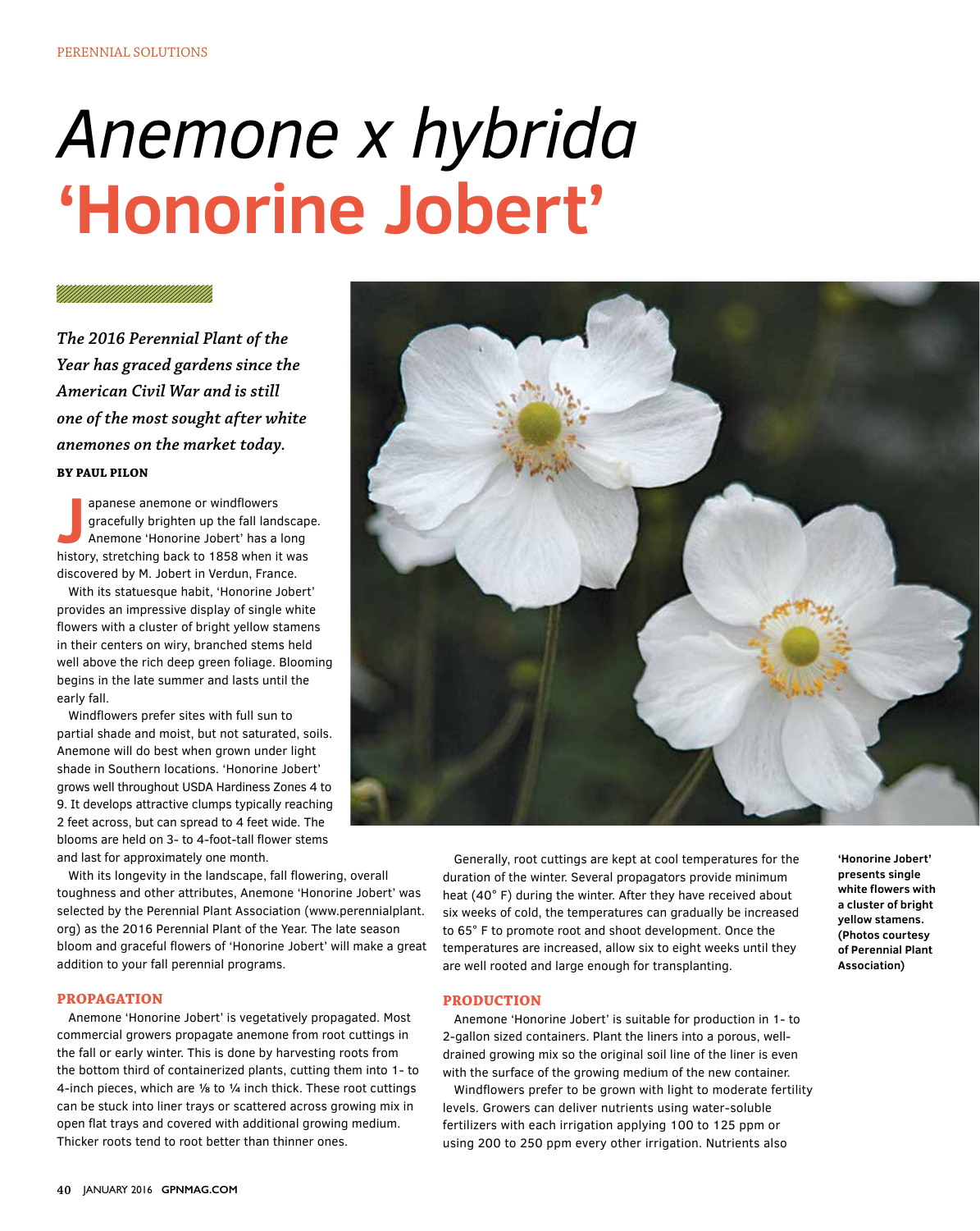PERENNIAL SOLUTIONS

# *Anemone x hybrida* 'Honorine Jobert'

*The 2016 Perennial Plant of the Year has graced gardens since the American Civil War and is still one of the most sought after white anemones on the market today.*

**BY PAUL PILON**

Japanese anemone or windflowers gracefully brighten up the fall landscape. Anemone 'Honorine Jobert' has a long history, stretching back to 1858 when it was discovered by M. Jobert in Verdun, France.

With its statuesque habit, 'Honorine Jobert' provides an impressive display of single white flowers with a cluster of bright yellow stamens in their centers on wiry, branched stems held well above the rich deep green foliage. Blooming begins in the late summer and lasts until the early fall.

Windflowers prefer sites with full sun to partial shade and moist, but not saturated, soils. Anemone will do best when grown under light shade in Southern locations. 'Honorine Jobert' grows well throughout USDA Hardiness Zones 4 to 9. It develops attractive clumps typically reaching 2 feet across, but can spread to 4 feet wide. The blooms are held on 3- to 4-foot-tall flower stems and last for approximately one month.

With its longevity in the landscape, fall flowering, overall toughness and other attributes, Anemone 'Honorine Jobert' was selected by the Perennial Plant Association (www.perennialplant.org) as the 2016 Perennial Plant of the Year. The late season bloom and graceful flowers of 'Honorine Jobert' will make a great addition to your fall perennial programs.

## PROPAGATION

Anemone 'Honorine Jobert' is vegetatively propagated. Most commercial growers propagate anemone from root cuttings in the fall or early winter. This is done by harvesting roots from the bottom third of containerized plants, cutting them into 1- to 4-inch pieces, which are ⅛ to ¼ inch thick. These root cuttings can be stuck into liner trays or scattered across growing mix in open flat trays and covered with additional growing medium. Thicker roots tend to root better than thinner ones.

Generally, root cuttings are kept at cool temperatures for the duration of the winter. Several propagators provide minimum heat (40° F) during the winter. After they have received about six weeks of cold, the temperatures can gradually be increased to 65° F to promote root and shoot development. Once the temperatures are increased, allow six to eight weeks until they are well rooted and large enough for transplanting.

## PRODUCTION

Anemone 'Honorine Jobert' is suitable for production in 1- to 2-gallon sized containers. Plant the liners into a porous, well-drained growing mix so the original soil line of the liner is even with the surface of the growing medium of the new container.

Windflowers prefer to be grown with light to moderate fertility levels. Growers can deliver nutrients using water-soluble fertilizers with each irrigation applying 100 to 125 ppm or using 200 to 250 ppm every other irrigation. Nutrients also

**'Honorine Jobert' presents single white flowers with a cluster of bright yellow stamens. (Photos courtesy of Perennial Plant Association)**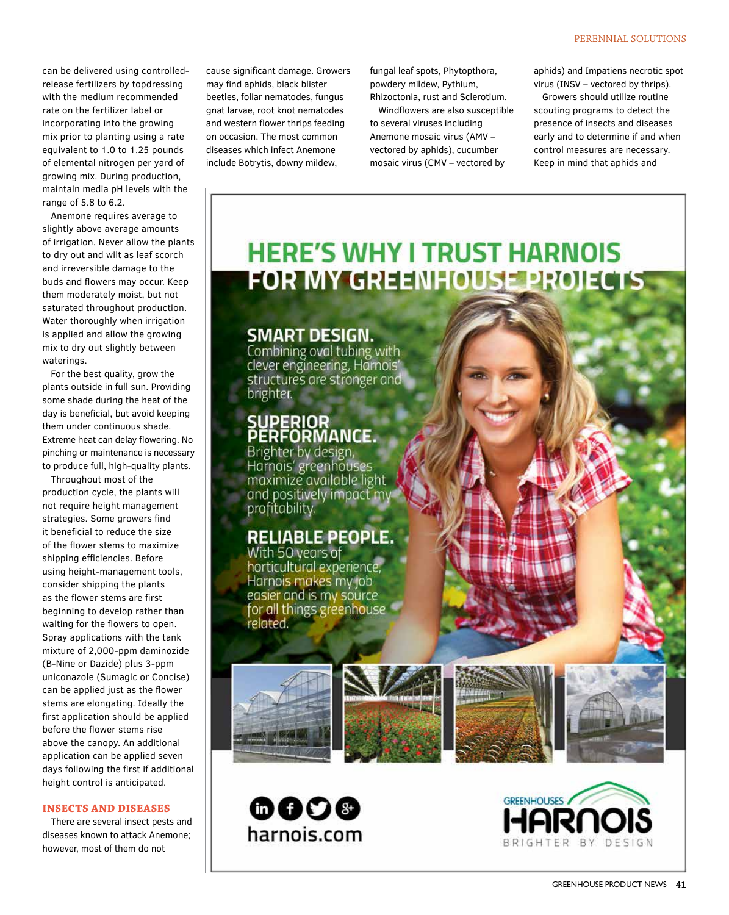can be delivered using controlled-release fertilizers by topdressing with the medium recommended rate on the fertilizer label or incorporating into the growing mix prior to planting using a rate equivalent to 1.0 to 1.25 pounds of elemental nitrogen per yard of growing mix. During production, maintain media pH levels with the range of 5.8 to 6.2.

Anemone requires average to slightly above average amounts of irrigation. Never allow the plants to dry out and wilt as leaf scorch and irreversible damage to the buds and flowers may occur. Keep them moderately moist, but not saturated throughout production. Water thoroughly when irrigation is applied and allow the growing mix to dry out slightly between waterings.

For the best quality, grow the plants outside in full sun. Providing some shade during the heat of the day is beneficial, but avoid keeping them under continuous shade. Extreme heat can delay flowering. No pinching or maintenance is necessary to produce full, high-quality plants.

Throughout most of the production cycle, the plants will not require height management strategies. Some growers find it beneficial to reduce the size of the flower stems to maximize shipping efficiencies. Before using height-management tools, consider shipping the plants as the flower stems are first beginning to develop rather than waiting for the flowers to open. Spray applications with the tank mixture of 2,000-ppm daminozide (B-Nine or Dazide) plus 3-ppm uniconazole (Sumagic or Concise) can be applied just as the flower stems are elongating. Ideally the first application should be applied before the flower stems rise above the canopy. An additional application can be applied seven days following the first if additional height control is anticipated.

## INSECTS AND DISEASES

There are several insect pests and diseases known to attack Anemone; however, most of them do not cause significant damage. Growers may find aphids, black blister beetles, foliar nematodes, fungus gnat larvae, root knot nematodes and western flower thrips feeding on occasion. The most common diseases which infect Anemone include Botrytis, downy mildew, fungal leaf spots, Phytopthora, powdery mildew, Pythium, Rhizoctonia, rust and Sclerotium.

Windflowers are also susceptible to several viruses including Anemone mosaic virus (AMV – vectored by aphids), cucumber mosaic virus (CMV – vectored by aphids) and Impatiens necrotic spot virus (INSV – vectored by thrips).

Growers should utilize routine scouting programs to detect the presence of insects and diseases early and to determine if and when control measures are necessary. Keep in mind that aphids and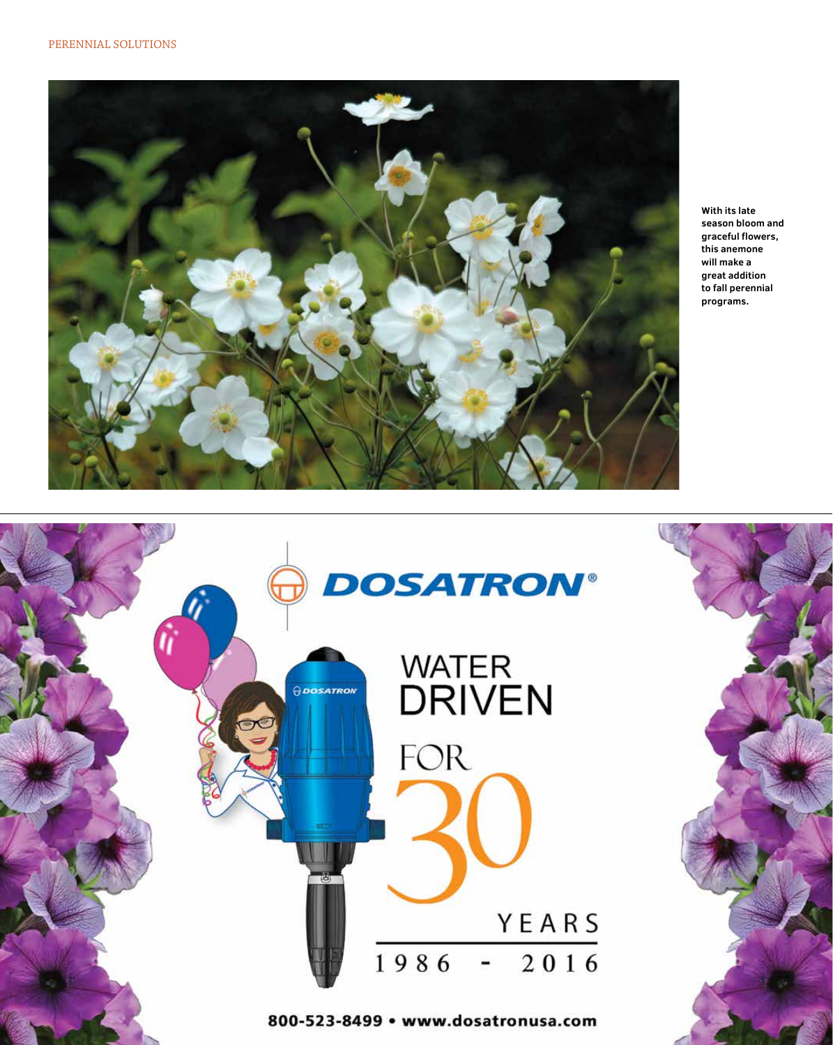With its late season bloom and graceful flowers, this anemone will make a great addition to fall perennial programs.

DOSATRON®

WATER DRIVEN FOR 30 YEARS

1986 - 2016

800-523-8499 • www.dosatronusa.com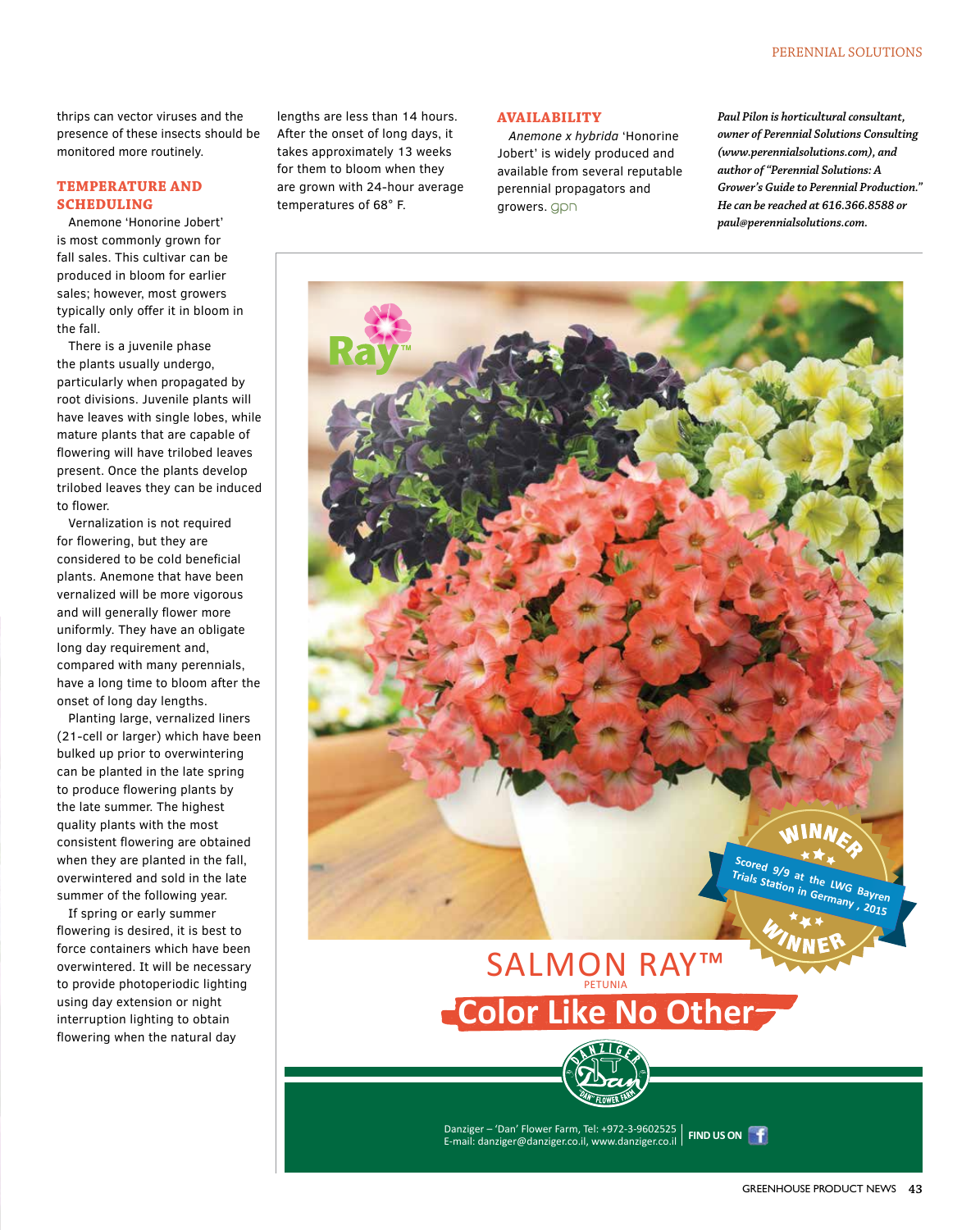thrips can vector viruses and the presence of these insects should be monitored more routinely.

## TEMPERATURE AND SCHEDULING

Anemone 'Honorine Jobert' is most commonly grown for fall sales. This cultivar can be produced in bloom for earlier sales; however, most growers typically only offer it in bloom in the fall.

There is a juvenile phase the plants usually undergo, particularly when propagated by root divisions. Juvenile plants will have leaves with single lobes, while mature plants that are capable of flowering will have trilobed leaves present. Once the plants develop trilobed leaves they can be induced to flower.

Vernalization is not required for flowering, but they are considered to be cold beneficial plants. Anemone that have been vernalized will be more vigorous and will generally flower more uniformly. They have an obligate long day requirement and, compared with many perennials, have a long time to bloom after the onset of long day lengths.

Planting large, vernalized liners (21-cell or larger) which have been bulked up prior to overwintering can be planted in the late spring to produce flowering plants by the late summer. The highest quality plants with the most consistent flowering are obtained when they are planted in the fall, overwintered and sold in the late summer of the following year.

If spring or early summer flowering is desired, it is best to force containers which have been overwintered. It will be necessary to provide photoperiodic lighting using day extension or night interruption lighting to obtain flowering when the natural day lengths are less than 14 hours. After the onset of long days, it takes approximately 13 weeks for them to bloom when they are grown with 24-hour average temperatures of 68° F.

## AVAILABILITY

*Anemone x hybrida* 'Honorine Jobert' is widely produced and available from several reputable perennial propagators and growers. gpn

*Paul Pilon is horticultural consultant, owner of Perennial Solutions Consulting (www.perennialsolutions.com), and author of "Perennial Solutions: A Grower's Guide to Perennial Production." He can be reached at 616.366.8588 or paul@perennialsolutions.com.*

Ray™

WINNER
Scored 9/9 at the LWG Bayren Trials Station in Germany, 2015
WINNER

SALMON RAY™
PETUNIA

Color Like No Other

Danziger – 'Dan' Flower Farm, Tel: +972-3-9602525
E-mail: danziger@danziger.co.il, www.danziger.co.il

FIND US ON